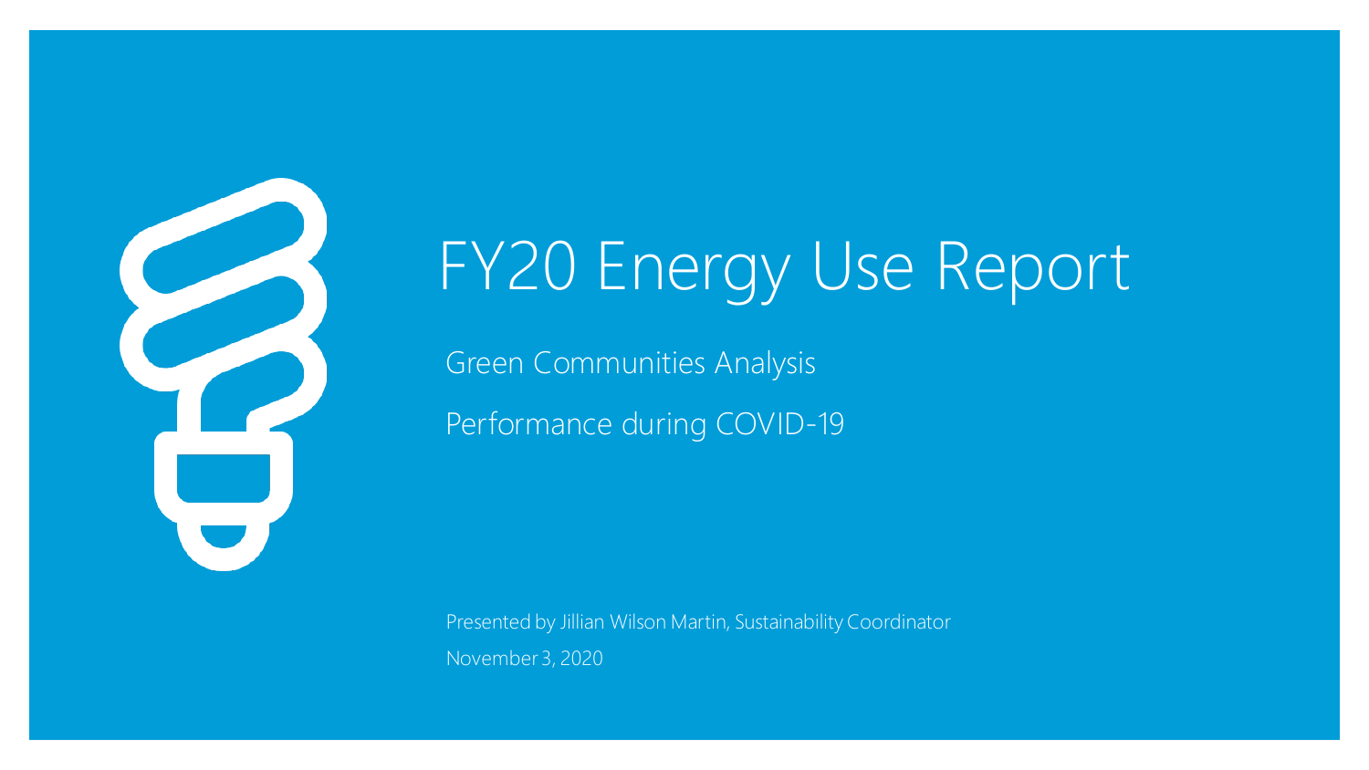# FY20 Energy Use Report

Green Communities Analysis

Performance during COVID-19

Presented by Jillian Wilson Martin, Sustainability Coordinator

November 3, 2020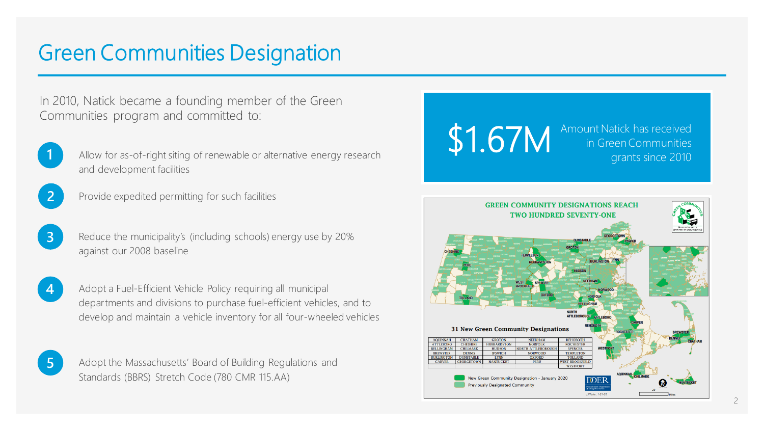# Green Communities Designation

In 2010, Natick became a founding member of the Green Communities program and committed to:

1. Allow for as-of-right siting of renewable or alternative energy research and development facilities
2. Provide expedited permitting for such facilities
3. Reduce the municipality's (including schools) energy use by 20% against our 2008 baseline
4. Adopt a Fuel-Efficient Vehicle Policy requiring all municipal departments and divisions to purchase fuel-efficient vehicles, and to develop and maintain a vehicle inventory for all four-wheeled vehicles
5. Adopt the Massachusetts' Board of Building Regulations and Standards (BBRS) Stretch Code (780 CMR 115.AA)

**$1.67M** Amount Natick has received in Green Communities grants since 2010

**GREEN COMMUNITY DESIGNATIONS REACH TWO HUNDRED SEVENTY-ONE**

**31 New Green Community Designations**

| | | | | |
|---|---|---|---|---|
| AQUINNAH | CHATHAM | GROTON | NEEDHAM | REHOBOTH |
| ATTLEBORO | CHESHIRE | HUBBARDSTON | NORFOLK | ROCHESTER |
| BELLINGHAM | CHILMARK | HUDSON | NORTH ATTLEBOROUGH | SPENCER |
| BREWSTER | DENNIS | IPSWICH | NORWOOD | TEMPLETON |
| BURLINGTON | DUNSTABLE | LYNN | OXFORD | TOLLAND |
| CARVER | GEORGETOWN | NANTUCKET | PERU | WEST BROOKFIELD |
| | | | | WESTPORT |

New Green Community Designation - January 2020

Previously Designated Community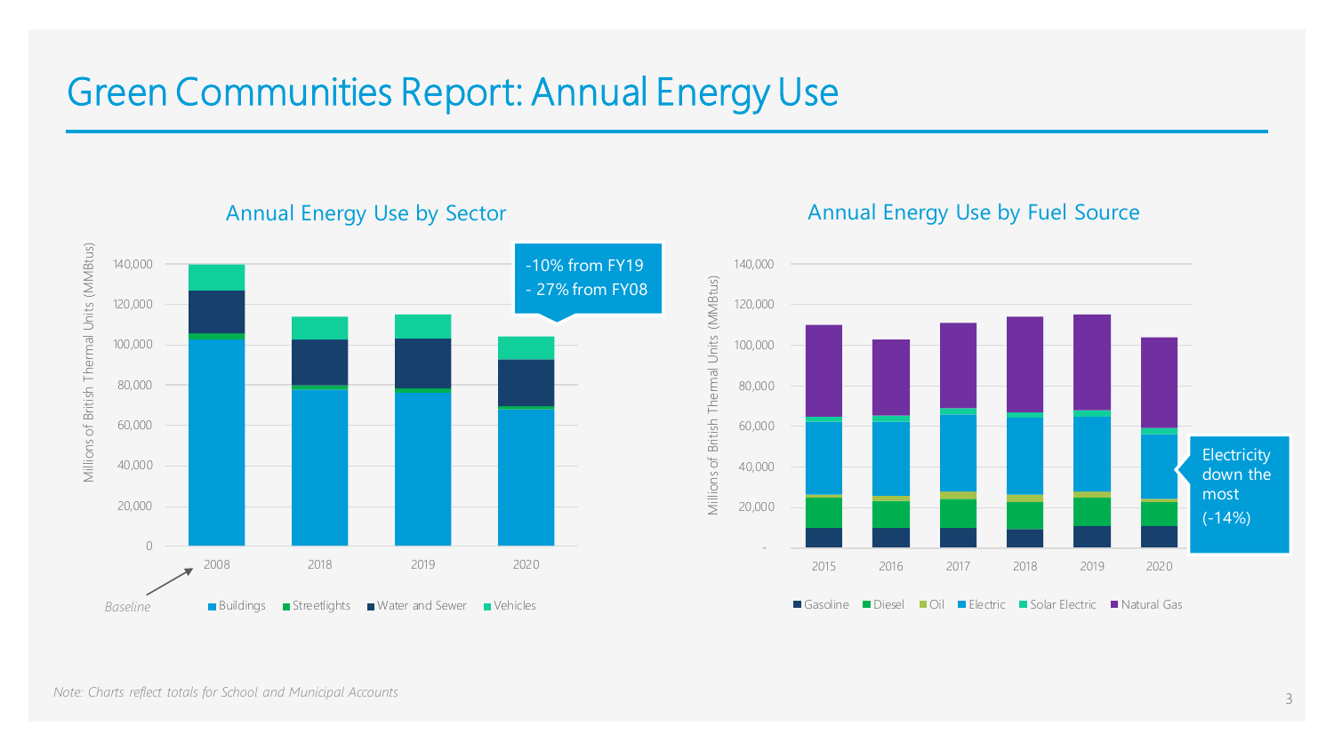# Green Communities Report: Annual Energy Use

## Annual Energy Use by Sector

Millions of British Thermal Units (MMBtus)

140,000
120,000
100,000
80,000
60,000
40,000
20,000
0

2008 2018 2019 2020

*Baseline*

■ Buildings ■ Streetlights ■ Water and Sewer ■ Vehicles

-10% from FY19
- 27% from FY08

## Annual Energy Use by Fuel Source

Millions of British Thermal Units (MMBtus)

140,000
120,000
100,000
80,000
60,000
40,000
20,000
-

2015 2016 2017 2018 2019 2020

■ Gasoline ■ Diesel ■ Oil ■ Electric ■ Solar Electric ■ Natural Gas

Electricity down the most
(-14%)

*Note: Charts reflect totals for School and Municipal Accounts*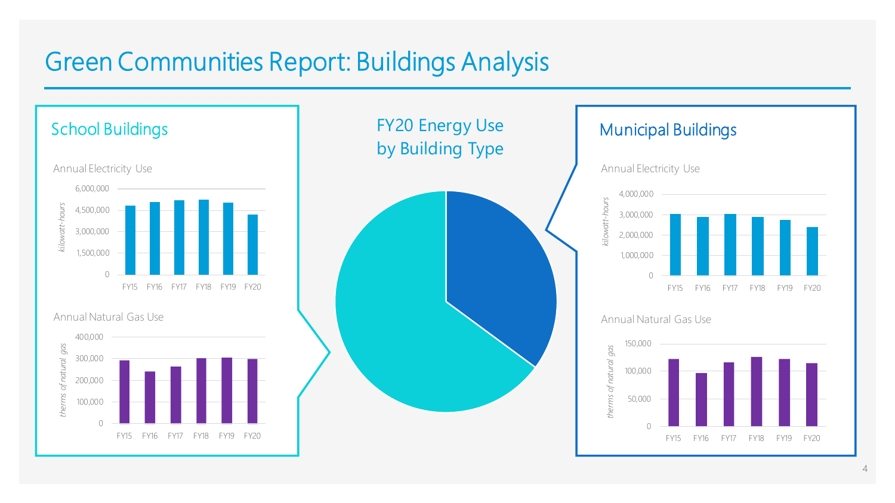# Green Communities Report: Buildings Analysis

## School Buildings

Annual Electricity Use

kilowatt-hours

6,000,000
4,500,000
3,000,000
1,500,000
0

FY15 FY16 FY17 FY18 FY19 FY20

Annual Natural Gas Use

therms of natural gas

400,000
300,000
200,000
100,000
0

FY15 FY16 FY17 FY18 FY19 FY20

## FY20 Energy Use by Building Type

## Municipal Buildings

Annual Electricity Use

kilowatt-hours

4,000,000
3,000,000
2,000,000
1,000,000
0

FY15 FY16 FY17 FY18 FY19 FY20

Annual Natural Gas Use

therms of natural gas

150,000
100,000
50,000
0

FY15 FY16 FY17 FY18 FY19 FY20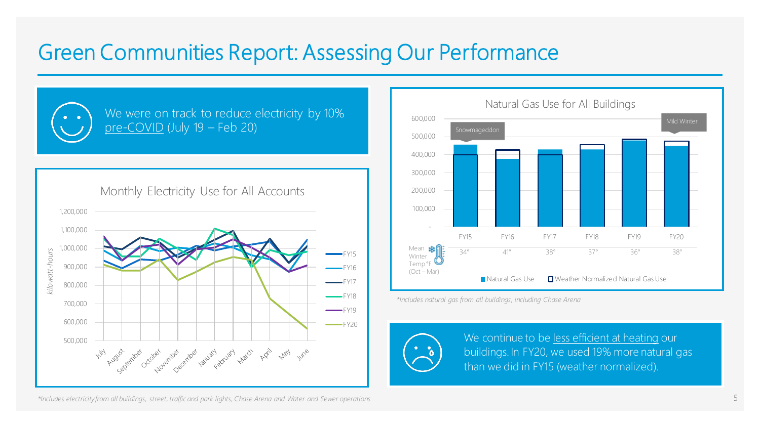# Green Communities Report: Assessing Our Performance

We were on track to reduce electricity by 10% pre-COVID (July 19 – Feb 20)

Monthly Electricity Use for All Accounts

kilowatt-hours

1,200,000
1,100,000
1,000,000
900,000
800,000
700,000
600,000
500,000

July, August, September, October, November, December, January, February, March, April, May, June

FY15, FY16, FY17, FY18, FY19, FY20

*Includes electricity from all buildings, street, traffic and park lights, Chase Arena and Water and Sewer operations*

Natural Gas Use for All Buildings

600,000
500,000
400,000
300,000
200,000
100,000
-

Snowmageddon

Mild Winter

| | FY15 | FY16 | FY17 | FY18 | FY19 | FY20 |
|---|---|---|---|---|---|---|
| Mean Winter Temp °F (Oct – Mar) | 34° | 41° | 38° | 37° | 36° | 38° |

Natural Gas Use / Weather Normalized Natural Gas Use

*Includes natural gas from all buildings, including Chase Arena*

We continue to be less efficient at heating our buildings. In FY20, we used 19% more natural gas than we did in FY15 (weather normalized).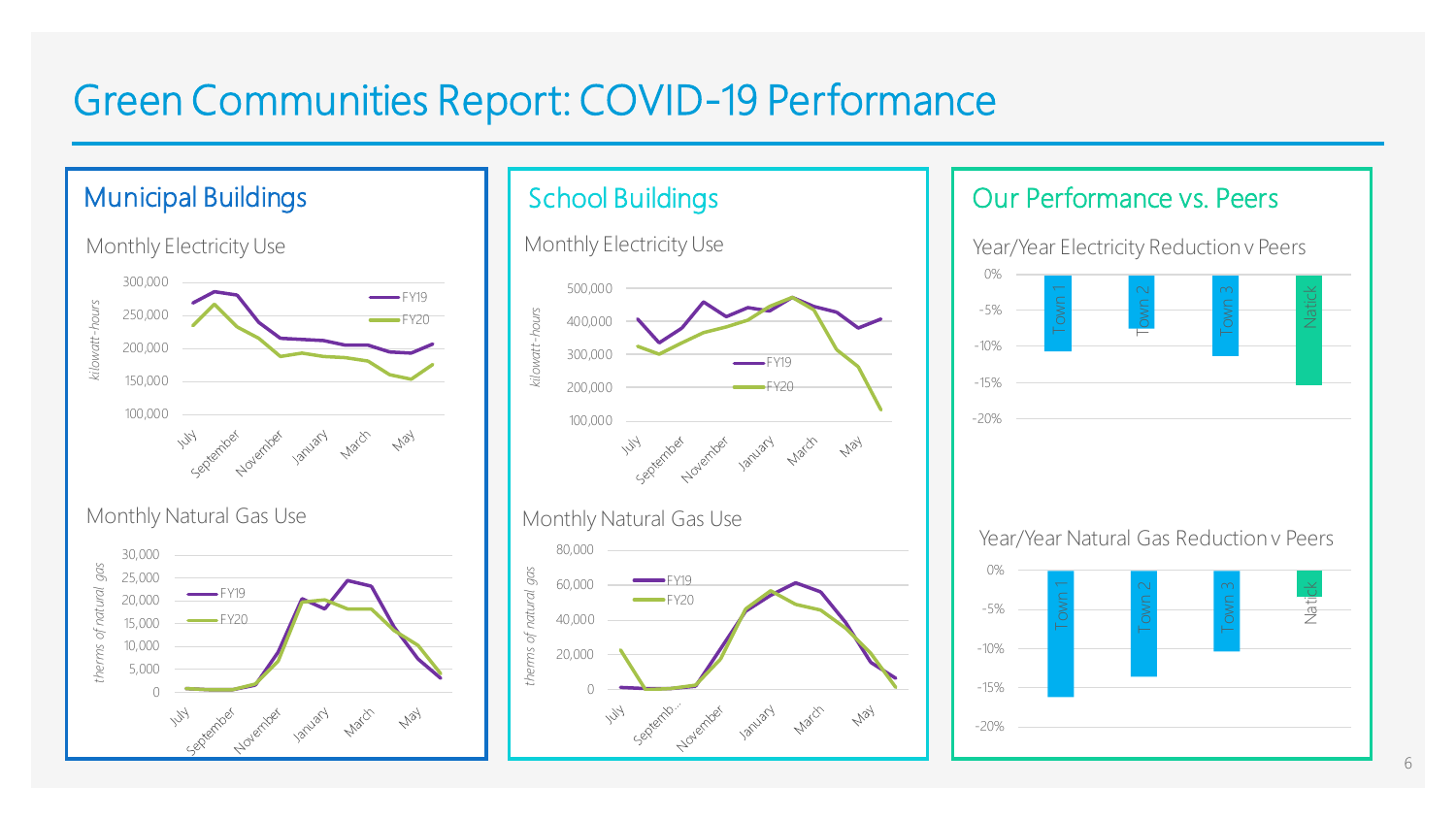# Green Communities Report: COVID-19 Performance

## Municipal Buildings

### Monthly Electricity Use

*kilowatt-hours*

300,000
250,000
200,000
150,000
100,000

July, September, November, January, March, May

FY19
FY20

### Monthly Natural Gas Use

*therms of natural gas*

30,000
25,000
20,000
15,000
10,000
5,000
0

July, September, November, January, March, May

FY19
FY20

## School Buildings

### Monthly Electricity Use

*kilowatt-hours*

500,000
400,000
300,000
200,000
100,000

July, September, November, January, March, May

FY19
FY20

### Monthly Natural Gas Use

*therms of natural gas*

80,000
60,000
40,000
20,000
0

July, Septemb..., November, January, March, May

FY19
FY20

## Our Performance vs. Peers

### Year/Year Electricity Reduction v Peers

0%
-5%
-10%
-15%
-20%

Town 1, Town 2, Town 3, Natick

### Year/Year Natural Gas Reduction v Peers

0%
-5%
-10%
-15%
-20%

Town 1, Town 2, Town 3, Natick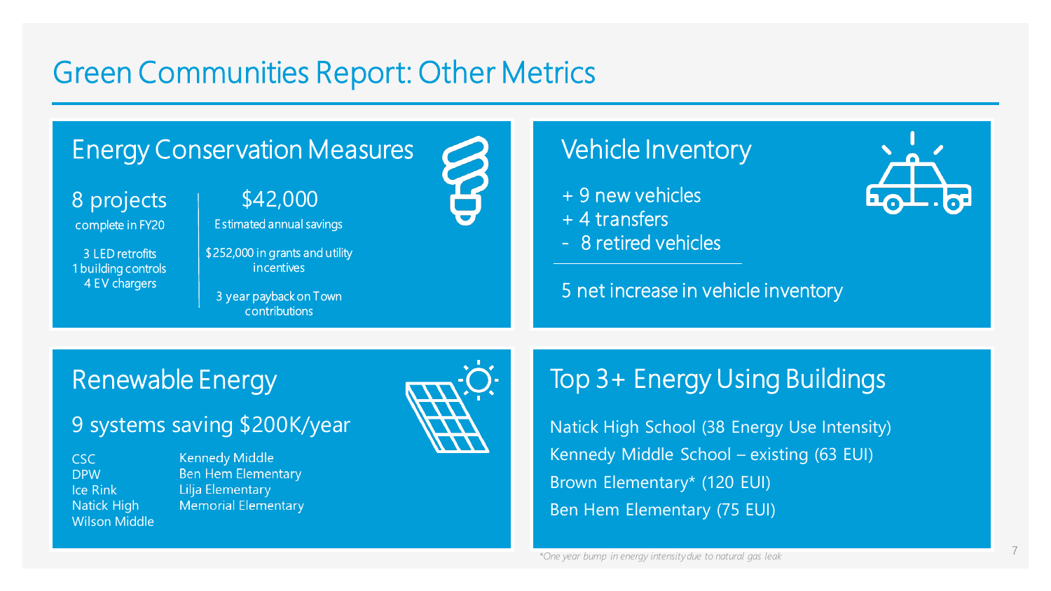# Green Communities Report: Other Metrics

## Energy Conservation Measures

**8 projects**
complete in FY20

3 LED retrofits
1 building controls
4 EV chargers

**$42,000**
Estimated annual savings

$252,000 in grants and utility incentives

3 year payback on Town contributions

## Vehicle Inventory

+ 9 new vehicles
+ 4 transfers
- 8 retired vehicles

5 net increase in vehicle inventory

## Renewable Energy

9 systems saving $200K/year

- CSC
- DPW
- Ice Rink
- Natick High
- Wilson Middle
- Kennedy Middle
- Ben Hem Elementary
- Lilja Elementary
- Memorial Elementary

## Top 3+ Energy Using Buildings

Natick High School (38 Energy Use Intensity)
Kennedy Middle School – existing (63 EUI)
Brown Elementary* (120 EUI)
Ben Hem Elementary (75 EUI)

*One year bump in energy intensity due to natural gas leak*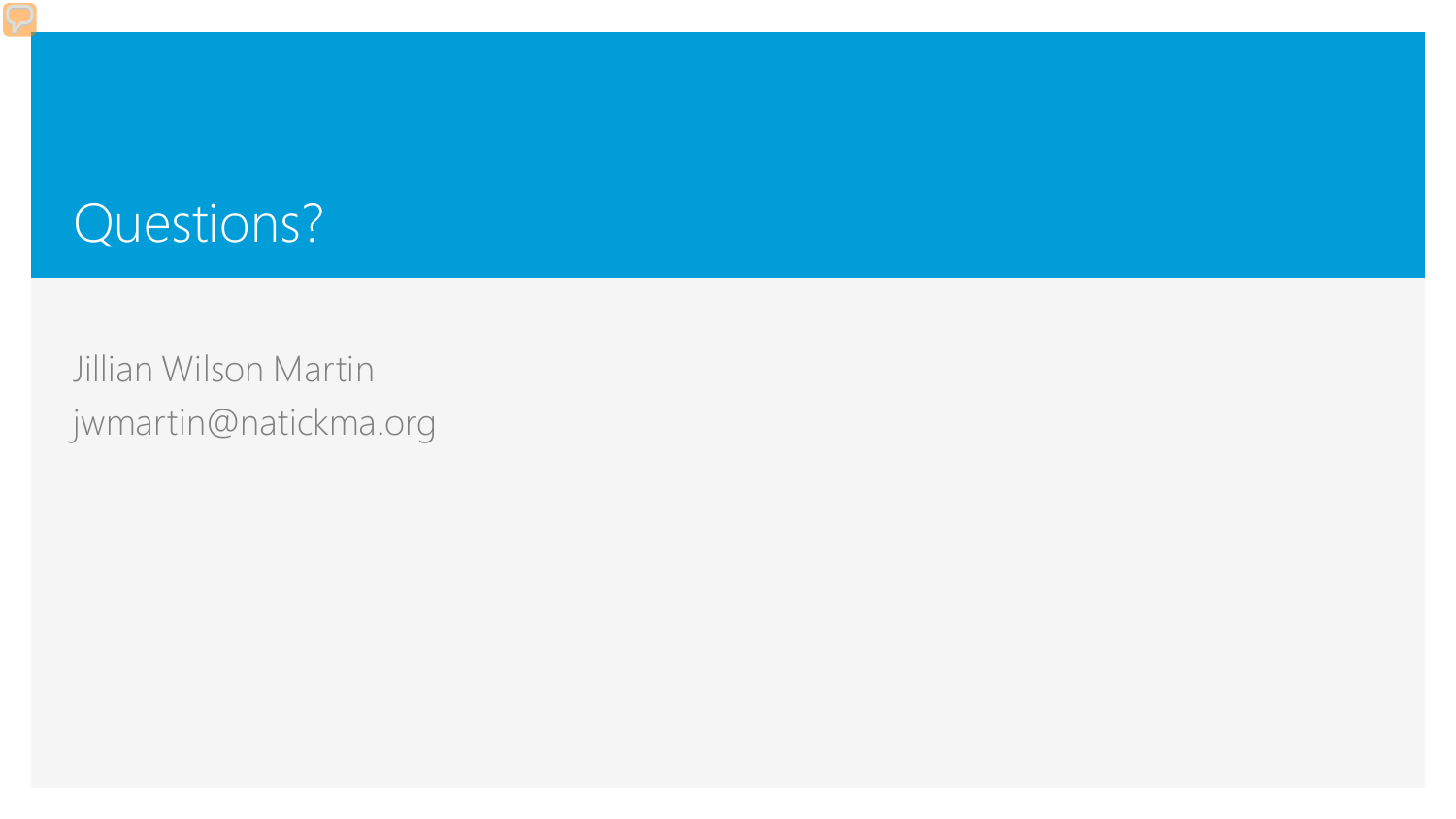# Questions?

Jillian Wilson Martin

jwmartin@natickma.org